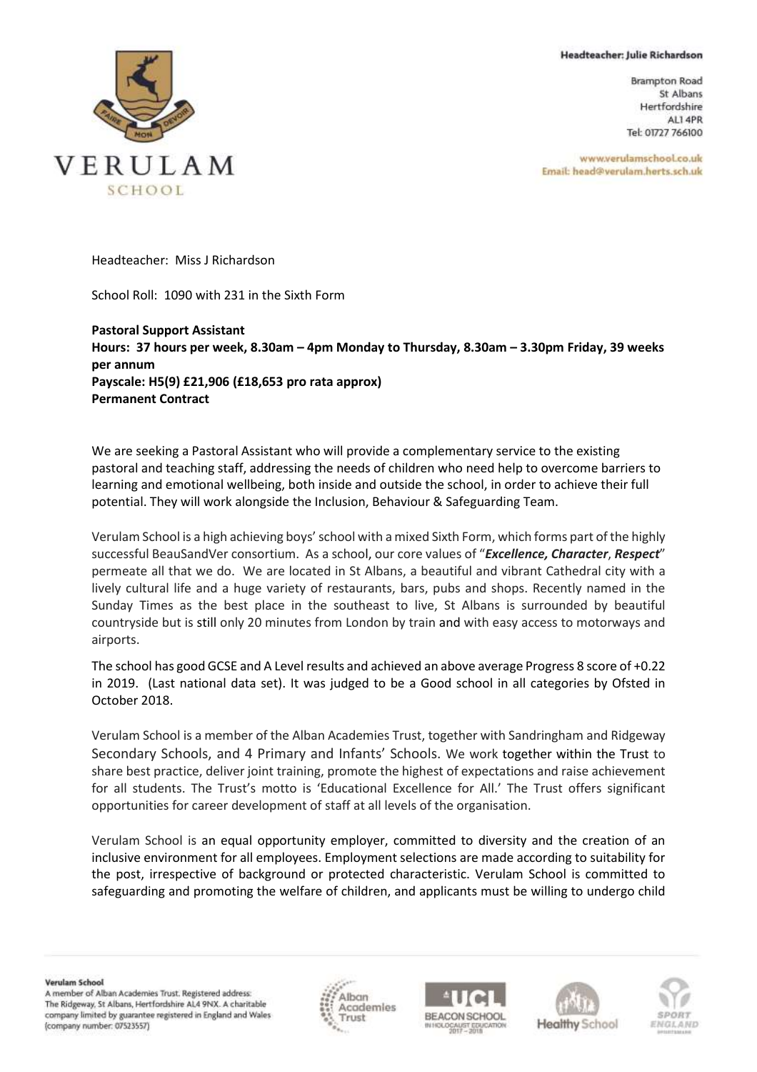Headteacher: Julie Richardson

Brampton Road
St Albans
Hertfordshire
AL1 4PR
Tel: 01727 766100

www.verulamschool.co.uk
Email: head@verulam.herts.sch.uk

Headteacher: Miss J Richardson

School Roll: 1090 with 231 in the Sixth Form

**Pastoral Support Assistant**
**Hours: 37 hours per week, 8.30am – 4pm Monday to Thursday, 8.30am – 3.30pm Friday, 39 weeks per annum**
**Payscale: H5(9) £21,906 (£18,653 pro rata approx)**
**Permanent Contract**

We are seeking a Pastoral Assistant who will provide a complementary service to the existing pastoral and teaching staff, addressing the needs of children who need help to overcome barriers to learning and emotional wellbeing, both inside and outside the school, in order to achieve their full potential. They will work alongside the Inclusion, Behaviour & Safeguarding Team.

Verulam School is a high achieving boys' school with a mixed Sixth Form, which forms part of the highly successful BeauSandVer consortium. As a school, our core values of "***Excellence, Character***, ***Respect***" permeate all that we do. We are located in St Albans, a beautiful and vibrant Cathedral city with a lively cultural life and a huge variety of restaurants, bars, pubs and shops. Recently named in the Sunday Times as the best place in the southeast to live, St Albans is surrounded by beautiful countryside but is still only 20 minutes from London by train and with easy access to motorways and airports.

The school has good GCSE and A Level results and achieved an above average Progress 8 score of +0.22 in 2019. (Last national data set). It was judged to be a Good school in all categories by Ofsted in October 2018.

Verulam School is a member of the Alban Academies Trust, together with Sandringham and Ridgeway Secondary Schools, and 4 Primary and Infants' Schools. We work together within the Trust to share best practice, deliver joint training, promote the highest of expectations and raise achievement for all students. The Trust's motto is 'Educational Excellence for All.' The Trust offers significant opportunities for career development of staff at all levels of the organisation.

Verulam School is an equal opportunity employer, committed to diversity and the creation of an inclusive environment for all employees. Employment selections are made according to suitability for the post, irrespective of background or protected characteristic. Verulam School is committed to safeguarding and promoting the welfare of children, and applicants must be willing to undergo child

**Verulam School**
A member of Alban Academies Trust. Registered address: The Ridgeway, St Albans, Hertfordshire AL4 9NX. A charitable company limited by guarantee registered in England and Wales (company number: 07523557)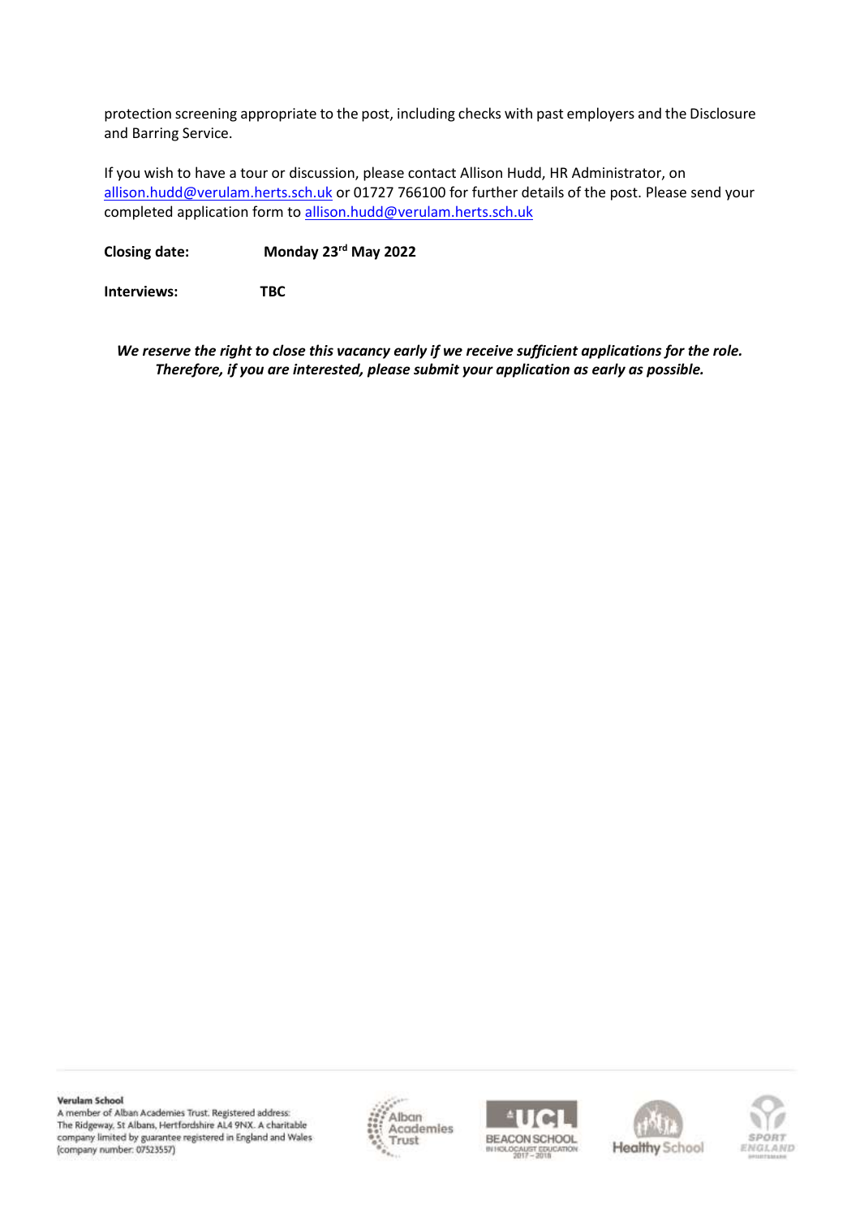protection screening appropriate to the post, including checks with past employers and the Disclosure and Barring Service.

If you wish to have a tour or discussion, please contact Allison Hudd, HR Administrator, on allison.hudd@verulam.herts.sch.uk or 01727 766100 for further details of the post. Please send your completed application form to allison.hudd@verulam.herts.sch.uk

**Closing date:** **Monday 23rd May 2022**

**Interviews:** **TBC**

***We reserve the right to close this vacancy early if we receive sufficient applications for the role. Therefore, if you are interested, please submit your application as early as possible.***

**Verulam School**
A member of Alban Academies Trust. Registered address: The Ridgeway, St Albans, Hertfordshire AL4 9NX. A charitable company limited by guarantee registered in England and Wales (company number: 07523557)